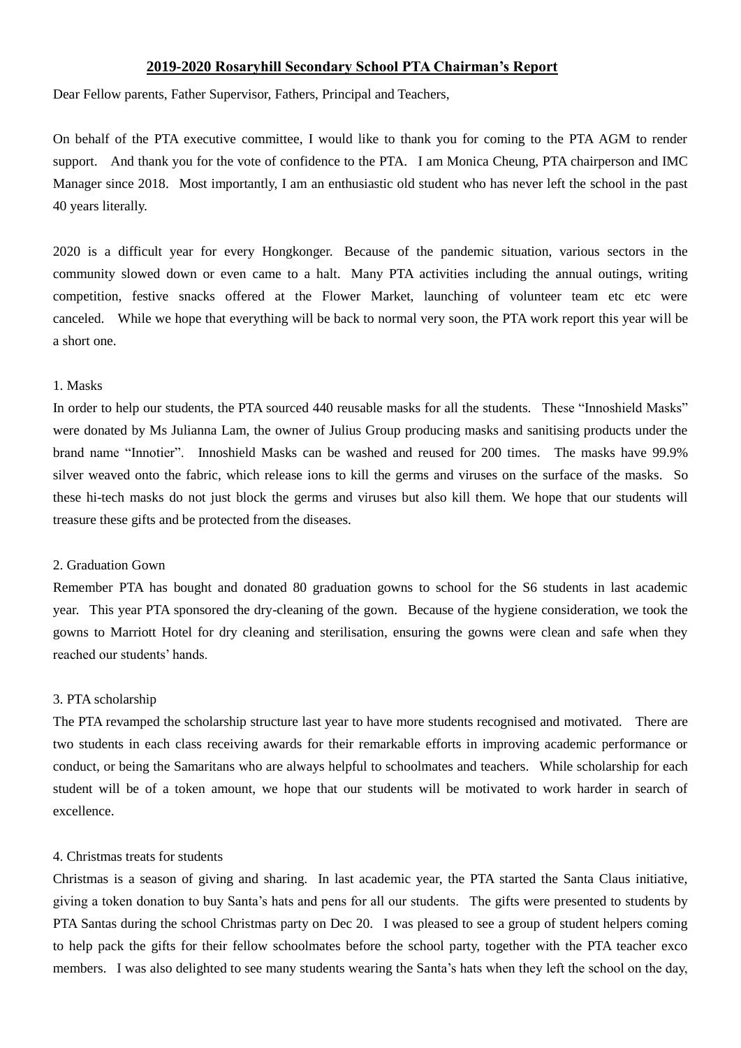# 2019-2020 Rosaryhill Secondary School PTA Chairman's Report

Dear Fellow parents, Father Supervisor, Fathers, Principal and Teachers,

On behalf of the PTA executive committee, I would like to thank you for coming to the PTA AGM to render support. And thank you for the vote of confidence to the PTA. I am Monica Cheung, PTA chairperson and IMC Manager since 2018. Most importantly, I am an enthusiastic old student who has never left the school in the past 40 years literally.

2020 is a difficult year for every Hongkonger. Because of the pandemic situation, various sectors in the community slowed down or even came to a halt. Many PTA activities including the annual outings, writing competition, festive snacks offered at the Flower Market, launching of volunteer team etc etc were canceled. While we hope that everything will be back to normal very soon, the PTA work report this year will be a short one.

1. Masks

In order to help our students, the PTA sourced 440 reusable masks for all the students. These "Innoshield Masks" were donated by Ms Julianna Lam, the owner of Julius Group producing masks and sanitising products under the brand name "Innotier". Innoshield Masks can be washed and reused for 200 times. The masks have 99.9% silver weaved onto the fabric, which release ions to kill the germs and viruses on the surface of the masks. So these hi-tech masks do not just block the germs and viruses but also kill them. We hope that our students will treasure these gifts and be protected from the diseases.

2. Graduation Gown

Remember PTA has bought and donated 80 graduation gowns to school for the S6 students in last academic year. This year PTA sponsored the dry-cleaning of the gown. Because of the hygiene consideration, we took the gowns to Marriott Hotel for dry cleaning and sterilisation, ensuring the gowns were clean and safe when they reached our students' hands.

3. PTA scholarship

The PTA revamped the scholarship structure last year to have more students recognised and motivated. There are two students in each class receiving awards for their remarkable efforts in improving academic performance or conduct, or being the Samaritans who are always helpful to schoolmates and teachers. While scholarship for each student will be of a token amount, we hope that our students will be motivated to work harder in search of excellence.

4. Christmas treats for students

Christmas is a season of giving and sharing. In last academic year, the PTA started the Santa Claus initiative, giving a token donation to buy Santa's hats and pens for all our students. The gifts were presented to students by PTA Santas during the school Christmas party on Dec 20. I was pleased to see a group of student helpers coming to help pack the gifts for their fellow schoolmates before the school party, together with the PTA teacher exco members. I was also delighted to see many students wearing the Santa's hats when they left the school on the day,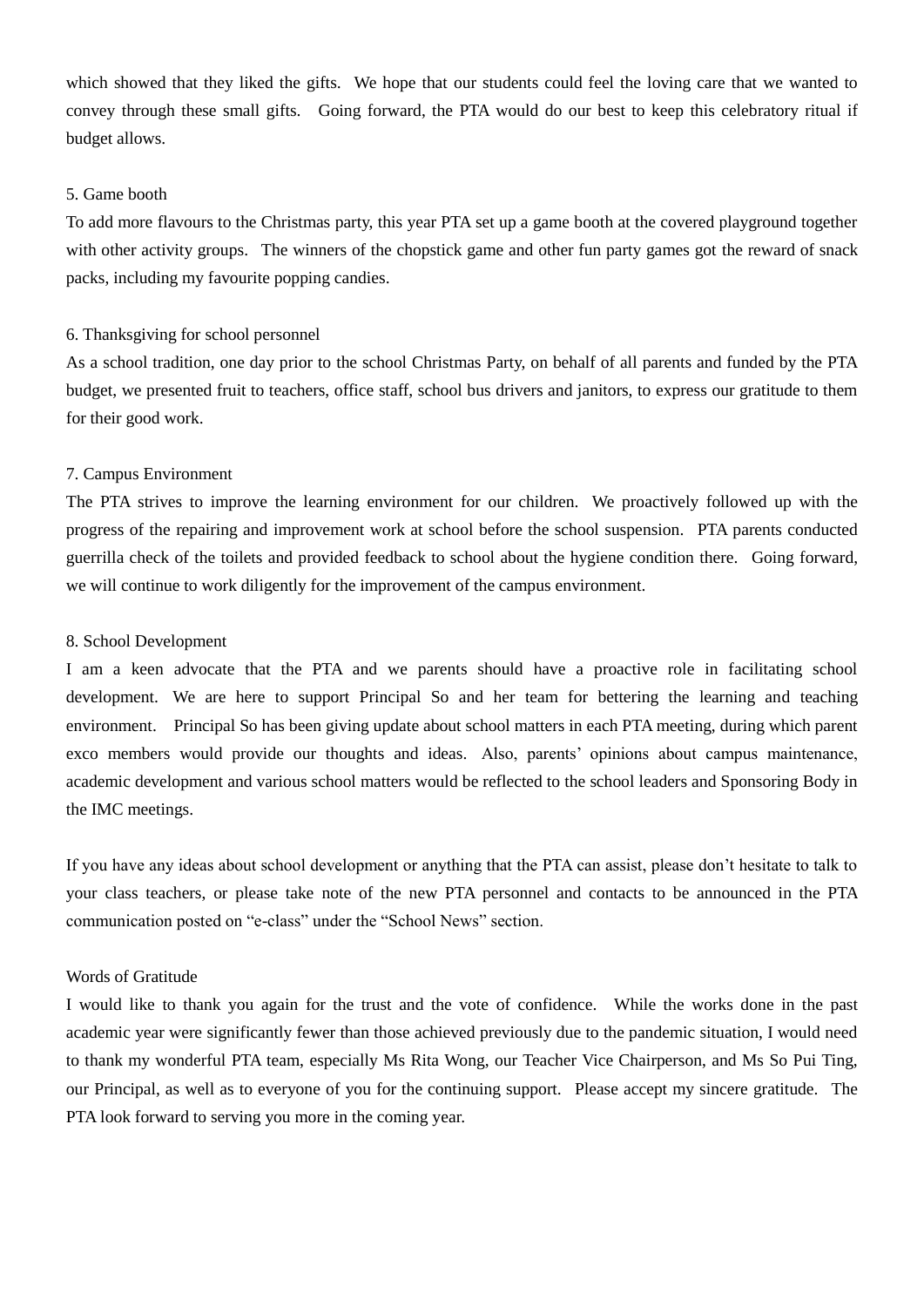which showed that they liked the gifts. We hope that our students could feel the loving care that we wanted to convey through these small gifts. Going forward, the PTA would do our best to keep this celebratory ritual if budget allows.

5. Game booth

To add more flavours to the Christmas party, this year PTA set up a game booth at the covered playground together with other activity groups. The winners of the chopstick game and other fun party games got the reward of snack packs, including my favourite popping candies.

6. Thanksgiving for school personnel

As a school tradition, one day prior to the school Christmas Party, on behalf of all parents and funded by the PTA budget, we presented fruit to teachers, office staff, school bus drivers and janitors, to express our gratitude to them for their good work.

7. Campus Environment

The PTA strives to improve the learning environment for our children. We proactively followed up with the progress of the repairing and improvement work at school before the school suspension. PTA parents conducted guerrilla check of the toilets and provided feedback to school about the hygiene condition there. Going forward, we will continue to work diligently for the improvement of the campus environment.

8. School Development

I am a keen advocate that the PTA and we parents should have a proactive role in facilitating school development. We are here to support Principal So and her team for bettering the learning and teaching environment. Principal So has been giving update about school matters in each PTA meeting, during which parent exco members would provide our thoughts and ideas. Also, parents' opinions about campus maintenance, academic development and various school matters would be reflected to the school leaders and Sponsoring Body in the IMC meetings.

If you have any ideas about school development or anything that the PTA can assist, please don't hesitate to talk to your class teachers, or please take note of the new PTA personnel and contacts to be announced in the PTA communication posted on "e-class" under the "School News" section.

Words of Gratitude

I would like to thank you again for the trust and the vote of confidence. While the works done in the past academic year were significantly fewer than those achieved previously due to the pandemic situation, I would need to thank my wonderful PTA team, especially Ms Rita Wong, our Teacher Vice Chairperson, and Ms So Pui Ting, our Principal, as well as to everyone of you for the continuing support. Please accept my sincere gratitude. The PTA look forward to serving you more in the coming year.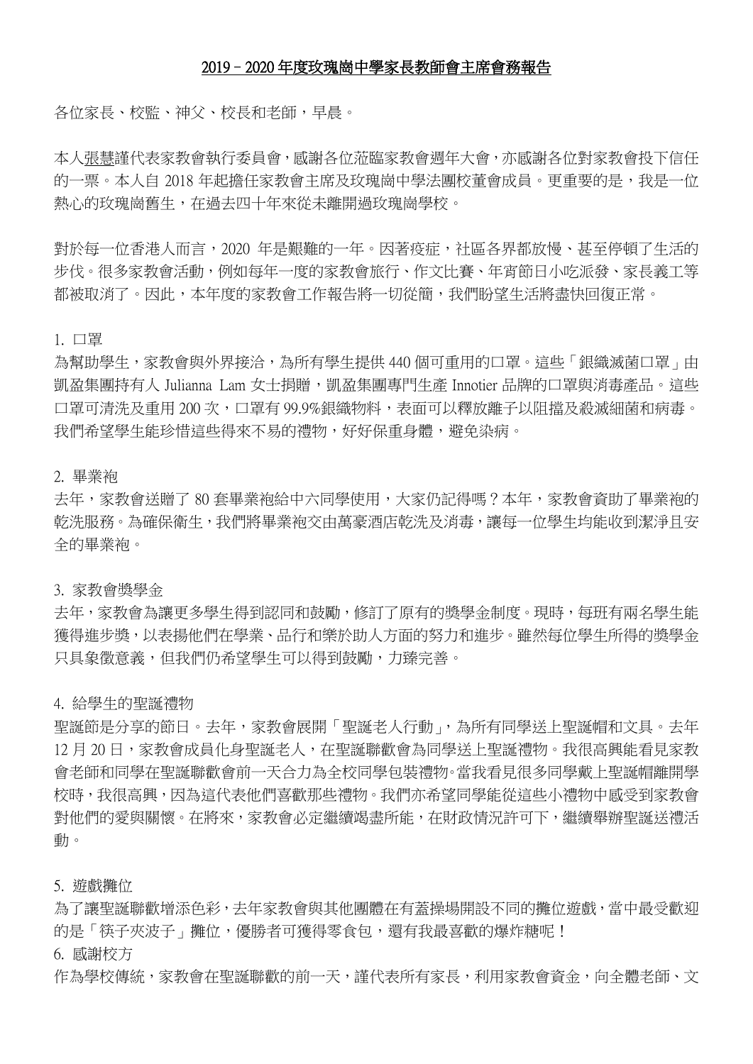# 2019－2020 年度玫瑰崗中學家長教師會主席會務報告

各位家長、校監、神父、校長和老師，早晨。

本人張慧謹代表家教會執行委員會，感謝各位蒞臨家教會週年大會，亦感謝各位對家教會投下信任的一票。本人自 2018 年起擔任家教會主席及玫瑰崗中學法團校董會成員。更重要的是，我是一位熱心的玫瑰崗舊生，在過去四十年來從未離開過玫瑰崗學校。

對於每一位香港人而言，2020 年是艱難的一年。因著疫症，社區各界都放慢、甚至停頓了生活的步伐。很多家教會活動，例如每年一度的家教會旅行、作文比賽、年宵節日小吃派發、家長義工等都被取消了。因此，本年度的家教會工作報告將一切從簡，我們盼望生活將盡快回復正常。

1. 口罩

為幫助學生，家教會與外界接洽，為所有學生提供 440 個可重用的口罩。這些「銀纖滅菌口罩」由凱盈集團持有人 Julianna Lam 女士捐贈，凱盈集團專門生產 Innotier 品牌的口罩與消毒產品。這些口罩可清洗及重用 200 次，口罩有 99.9%銀纖物料，表面可以釋放離子以阻擋及殺滅細菌和病毒。我們希望學生能珍惜這些得來不易的禮物，好好保重身體，避免染病。

2. 畢業袍

去年，家教會送贈了 80 套畢業袍給中六同學使用，大家仍記得嗎？本年，家教會資助了畢業袍的乾洗服務。為確保衛生，我們將畢業袍交由萬豪酒店乾洗及消毒，讓每一位學生均能收到潔淨且安全的畢業袍。

3. 家教會獎學金

去年，家教會為讓更多學生得到認同和鼓勵，修訂了原有的獎學金制度。現時，每班有兩名學生能獲得進步獎，以表揚他們在學業、品行和樂於助人方面的努力和進步。雖然每位學生所得的獎學金只具象徵意義，但我們仍希望學生可以得到鼓勵，力臻完善。

4. 給學生的聖誕禮物

聖誕節是分享的節日。去年，家教會展開「聖誕老人行動」，為所有同學送上聖誕帽和文具。去年 12 月 20 日，家教會成員化身聖誕老人，在聖誕聯歡會為同學送上聖誕禮物。我很高興能看見家教會老師和同學在聖誕聯歡會前一天合力為全校同學包裝禮物。當我看見很多同學戴上聖誕帽離開學校時，我很高興，因為這代表他們喜歡那些禮物。我們亦希望同學能從這些小禮物中感受到家教會對他們的愛與關懷。在將來，家教會必定繼續竭盡所能，在財政情況許可下，繼續舉辦聖誕送禮活動。

5. 遊戲攤位

為了讓聖誕聯歡增添色彩，去年家教會與其他團體在有蓋操場開設不同的攤位遊戲，當中最受歡迎的是「筷子夾波子」攤位，優勝者可獲得零食包，還有我最喜歡的爆炸糖呢！

6. 感謝校方

作為學校傳統，家教會在聖誕聯歡的前一天，謹代表所有家長，利用家教會資金，向全體老師、文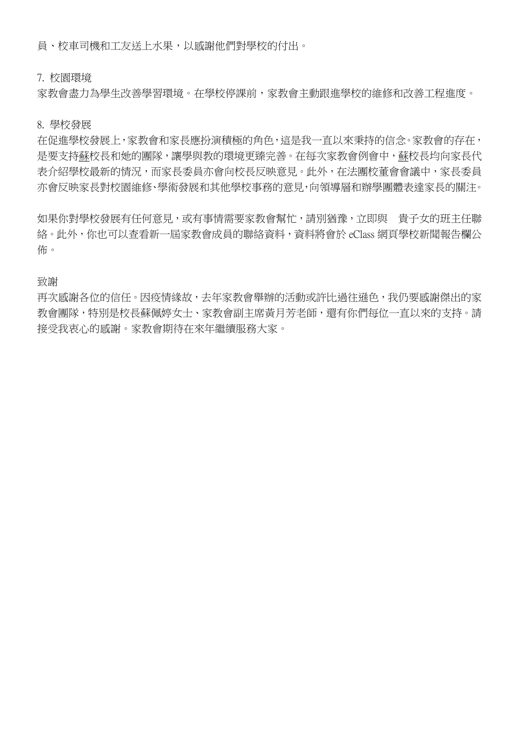員、校車司機和工友送上水果，以感謝他們對學校的付出。

7. 校園環境

家教會盡力為學生改善學習環境。在學校停課前，家教會主動跟進學校的維修和改善工程進度。

8. 學校發展

在促進學校發展上，家教會和家長應扮演積極的角色，這是我一直以來秉持的信念。家教會的存在，是要支持蘇校長和她的團隊，讓學與教的環境更臻完善。在每次家教會例會中，蘇校長均向家長代表介紹學校最新的情況，而家長委員亦會向校長反映意見。此外，在法團校董會會議中，家長委員亦會反映家長對校園維修、學術發展和其他學校事務的意見，向領導層和辦學團體表達家長的關注。

如果你對學校發展有任何意見，或有事情需要家教會幫忙，請別猶豫，立即與　貴子女的班主任聯絡。此外，你也可以查看新一屆家教會成員的聯絡資料，資料將會於 eClass 網頁學校新聞報告欄公佈。

致謝

再次感謝各位的信任。因疫情緣故，去年家教會舉辦的活動或許比過往遜色，我仍要感謝傑出的家教會團隊，特別是校長蘇佩婷女士、家教會副主席黃月芳老師，還有你們每位一直以來的支持。請接受我衷心的感謝。家教會期待在來年繼續服務大家。